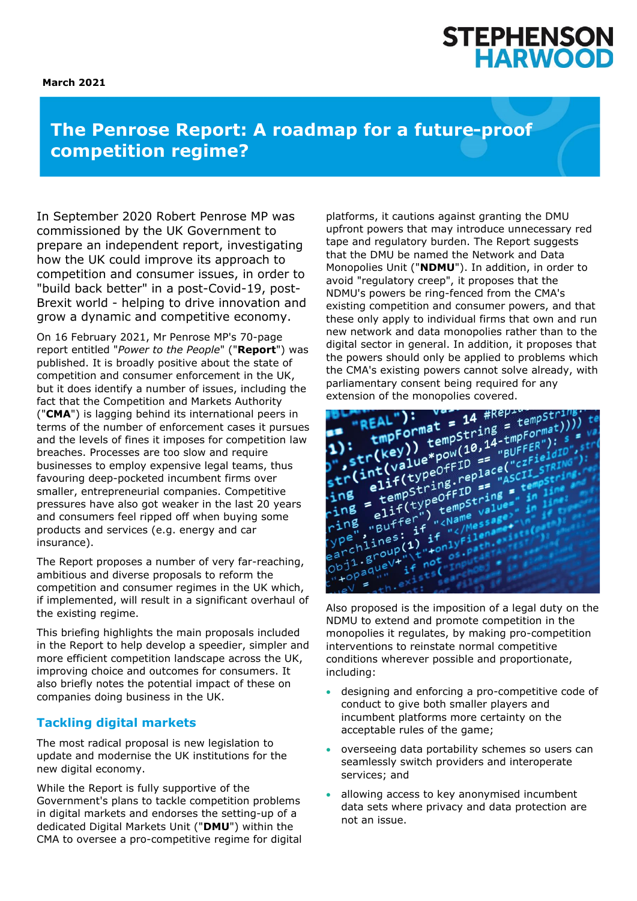STEPHENSON HARWOOD

**March 2021**

# The Penrose Report: A roadmap for a future-proof competition regime?

In September 2020 Robert Penrose MP was commissioned by the UK Government to prepare an independent report, investigating how the UK could improve its approach to competition and consumer issues, in order to "build back better" in a post-Covid-19, post-Brexit world - helping to drive innovation and grow a dynamic and competitive economy.

On 16 February 2021, Mr Penrose MP's 70-page report entitled "*Power to the People*" ("**Report**") was published. It is broadly positive about the state of competition and consumer enforcement in the UK, but it does identify a number of issues, including the fact that the Competition and Markets Authority ("**CMA**") is lagging behind its international peers in terms of the number of enforcement cases it pursues and the levels of fines it imposes for competition law breaches. Processes are too slow and require businesses to employ expensive legal teams, thus favouring deep-pocketed incumbent firms over smaller, entrepreneurial companies. Competitive pressures have also got weaker in the last 20 years and consumers feel ripped off when buying some products and services (e.g. energy and car insurance).

The Report proposes a number of very far-reaching, ambitious and diverse proposals to reform the competition and consumer regimes in the UK which, if implemented, will result in a significant overhaul of the existing regime.

This briefing highlights the main proposals included in the Report to help develop a speedier, simpler and more efficient competition landscape across the UK, improving choice and outcomes for consumers. It also briefly notes the potential impact of these on companies doing business in the UK.

## Tackling digital markets

The most radical proposal is new legislation to update and modernise the UK institutions for the new digital economy.

While the Report is fully supportive of the Government's plans to tackle competition problems in digital markets and endorses the setting-up of a dedicated Digital Markets Unit ("**DMU**") within the CMA to oversee a pro-competitive regime for digital platforms, it cautions against granting the DMU upfront powers that may introduce unnecessary red tape and regulatory burden. The Report suggests that the DMU be named the Network and Data Monopolies Unit ("**NDMU**"). In addition, in order to avoid "regulatory creep", it proposes that the NDMU's powers be ring-fenced from the CMA's existing competition and consumer powers, and that these only apply to individual firms that own and run new network and data monopolies rather than to the digital sector in general. In addition, it proposes that the powers should only be applied to problems which the CMA's existing powers cannot solve already, with parliamentary consent being required for any extension of the monopolies covered.

Also proposed is the imposition of a legal duty on the NDMU to extend and promote competition in the monopolies it regulates, by making pro-competition interventions to reinstate normal competitive conditions wherever possible and proportionate, including:

- designing and enforcing a pro-competitive code of conduct to give both smaller players and incumbent platforms more certainty on the acceptable rules of the game;
- overseeing data portability schemes so users can seamlessly switch providers and interoperate services; and
- allowing access to key anonymised incumbent data sets where privacy and data protection are not an issue.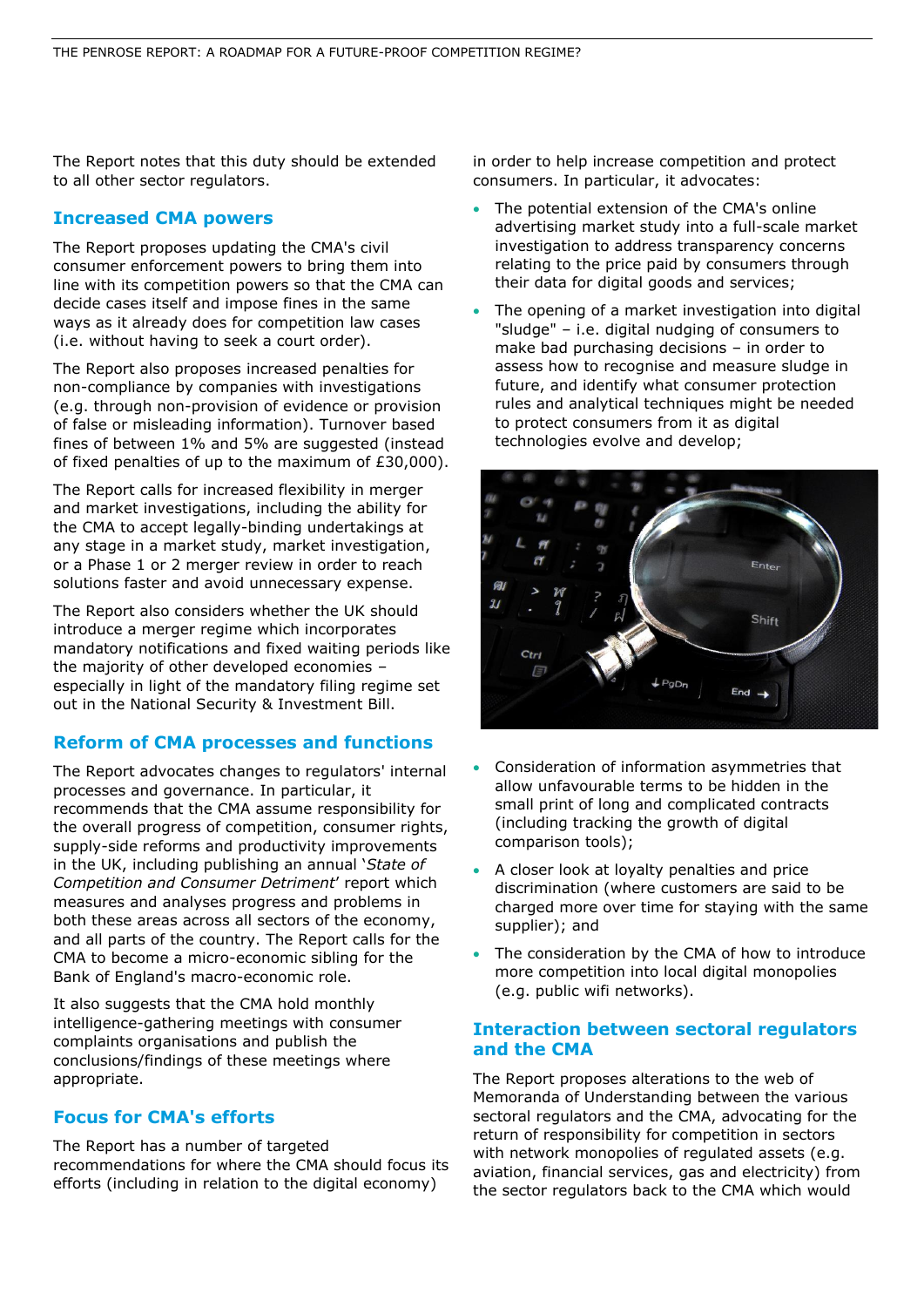The Report notes that this duty should be extended to all other sector regulators.

## Increased CMA powers

The Report proposes updating the CMA's civil consumer enforcement powers to bring them into line with its competition powers so that the CMA can decide cases itself and impose fines in the same ways as it already does for competition law cases (i.e. without having to seek a court order).

The Report also proposes increased penalties for non-compliance by companies with investigations (e.g. through non-provision of evidence or provision of false or misleading information). Turnover based fines of between 1% and 5% are suggested (instead of fixed penalties of up to the maximum of £30,000).

The Report calls for increased flexibility in merger and market investigations, including the ability for the CMA to accept legally-binding undertakings at any stage in a market study, market investigation, or a Phase 1 or 2 merger review in order to reach solutions faster and avoid unnecessary expense.

The Report also considers whether the UK should introduce a merger regime which incorporates mandatory notifications and fixed waiting periods like the majority of other developed economies – especially in light of the mandatory filing regime set out in the National Security & Investment Bill.

## Reform of CMA processes and functions

The Report advocates changes to regulators' internal processes and governance. In particular, it recommends that the CMA assume responsibility for the overall progress of competition, consumer rights, supply-side reforms and productivity improvements in the UK, including publishing an annual '*State of Competition and Consumer Detriment*' report which measures and analyses progress and problems in both these areas across all sectors of the economy, and all parts of the country. The Report calls for the CMA to become a micro-economic sibling for the Bank of England's macro-economic role.

It also suggests that the CMA hold monthly intelligence-gathering meetings with consumer complaints organisations and publish the conclusions/findings of these meetings where appropriate.

## Focus for CMA's efforts

The Report has a number of targeted recommendations for where the CMA should focus its efforts (including in relation to the digital economy) in order to help increase competition and protect consumers. In particular, it advocates:

- The potential extension of the CMA's online advertising market study into a full-scale market investigation to address transparency concerns relating to the price paid by consumers through their data for digital goods and services;
- The opening of a market investigation into digital "sludge" – i.e. digital nudging of consumers to make bad purchasing decisions – in order to assess how to recognise and measure sludge in future, and identify what consumer protection rules and analytical techniques might be needed to protect consumers from it as digital technologies evolve and develop;
- Consideration of information asymmetries that allow unfavourable terms to be hidden in the small print of long and complicated contracts (including tracking the growth of digital comparison tools);
- A closer look at loyalty penalties and price discrimination (where customers are said to be charged more over time for staying with the same supplier); and
- The consideration by the CMA of how to introduce more competition into local digital monopolies (e.g. public wifi networks).

## Interaction between sectoral regulators and the CMA

The Report proposes alterations to the web of Memoranda of Understanding between the various sectoral regulators and the CMA, advocating for the return of responsibility for competition in sectors with network monopolies of regulated assets (e.g. aviation, financial services, gas and electricity) from the sector regulators back to the CMA which would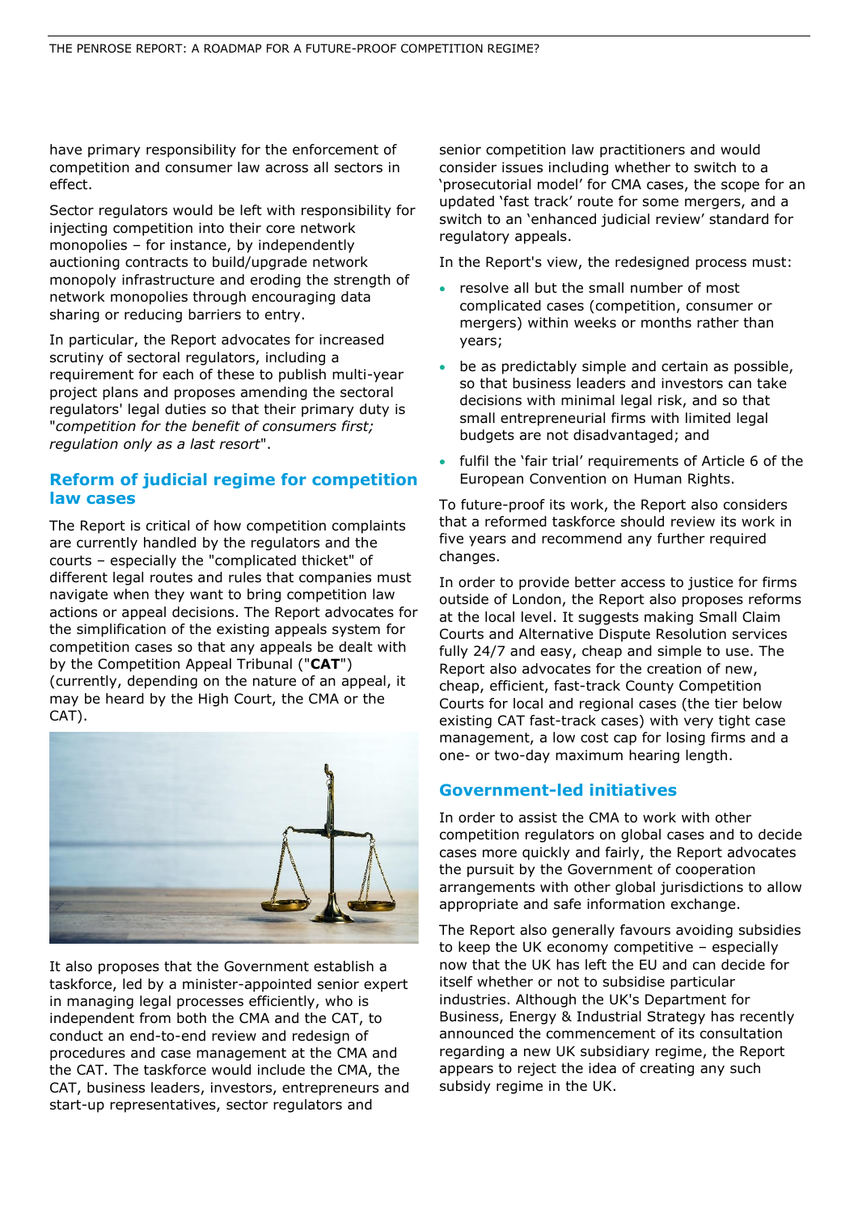have primary responsibility for the enforcement of competition and consumer law across all sectors in effect.

Sector regulators would be left with responsibility for injecting competition into their core network monopolies – for instance, by independently auctioning contracts to build/upgrade network monopoly infrastructure and eroding the strength of network monopolies through encouraging data sharing or reducing barriers to entry.

In particular, the Report advocates for increased scrutiny of sectoral regulators, including a requirement for each of these to publish multi-year project plans and proposes amending the sectoral regulators' legal duties so that their primary duty is "*competition for the benefit of consumers first; regulation only as a last resort*".

## Reform of judicial regime for competition law cases

The Report is critical of how competition complaints are currently handled by the regulators and the courts – especially the "complicated thicket" of different legal routes and rules that companies must navigate when they want to bring competition law actions or appeal decisions. The Report advocates for the simplification of the existing appeals system for competition cases so that any appeals be dealt with by the Competition Appeal Tribunal ("**CAT**") (currently, depending on the nature of an appeal, it may be heard by the High Court, the CMA or the CAT).

It also proposes that the Government establish a taskforce, led by a minister-appointed senior expert in managing legal processes efficiently, who is independent from both the CMA and the CAT, to conduct an end-to-end review and redesign of procedures and case management at the CMA and the CAT. The taskforce would include the CMA, the CAT, business leaders, investors, entrepreneurs and start-up representatives, sector regulators and senior competition law practitioners and would consider issues including whether to switch to a 'prosecutorial model' for CMA cases, the scope for an updated 'fast track' route for some mergers, and a switch to an 'enhanced judicial review' standard for regulatory appeals.

In the Report's view, the redesigned process must:

- resolve all but the small number of most complicated cases (competition, consumer or mergers) within weeks or months rather than years;
- be as predictably simple and certain as possible, so that business leaders and investors can take decisions with minimal legal risk, and so that small entrepreneurial firms with limited legal budgets are not disadvantaged; and
- fulfil the 'fair trial' requirements of Article 6 of the European Convention on Human Rights.

To future-proof its work, the Report also considers that a reformed taskforce should review its work in five years and recommend any further required changes.

In order to provide better access to justice for firms outside of London, the Report also proposes reforms at the local level. It suggests making Small Claim Courts and Alternative Dispute Resolution services fully 24/7 and easy, cheap and simple to use. The Report also advocates for the creation of new, cheap, efficient, fast-track County Competition Courts for local and regional cases (the tier below existing CAT fast-track cases) with very tight case management, a low cost cap for losing firms and a one- or two-day maximum hearing length.

## Government-led initiatives

In order to assist the CMA to work with other competition regulators on global cases and to decide cases more quickly and fairly, the Report advocates the pursuit by the Government of cooperation arrangements with other global jurisdictions to allow appropriate and safe information exchange.

The Report also generally favours avoiding subsidies to keep the UK economy competitive – especially now that the UK has left the EU and can decide for itself whether or not to subsidise particular industries. Although the UK's Department for Business, Energy & Industrial Strategy has recently announced the commencement of its consultation regarding a new UK subsidiary regime, the Report appears to reject the idea of creating any such subsidy regime in the UK.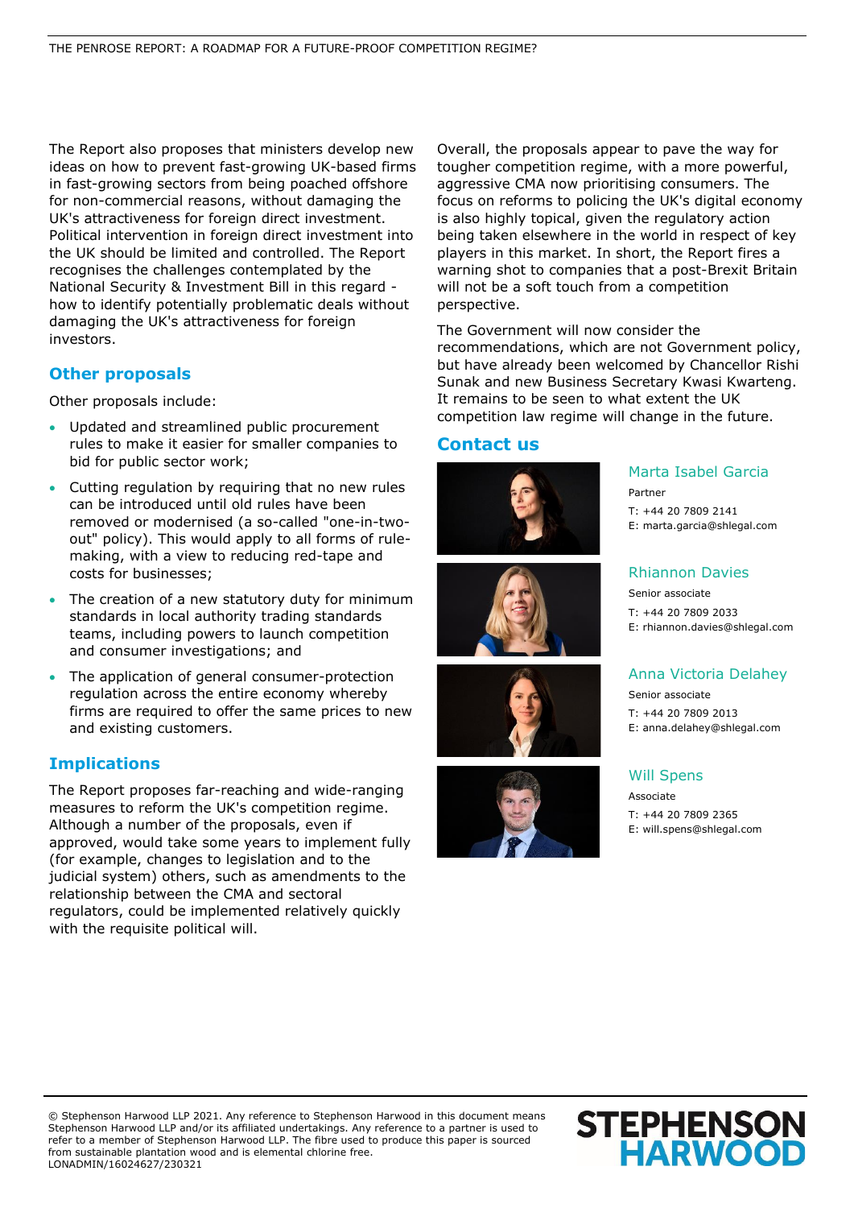The Report also proposes that ministers develop new ideas on how to prevent fast-growing UK-based firms in fast-growing sectors from being poached offshore for non-commercial reasons, without damaging the UK's attractiveness for foreign direct investment. Political intervention in foreign direct investment into the UK should be limited and controlled. The Report recognises the challenges contemplated by the National Security & Investment Bill in this regard - how to identify potentially problematic deals without damaging the UK's attractiveness for foreign investors.

## Other proposals

Other proposals include:

- Updated and streamlined public procurement rules to make it easier for smaller companies to bid for public sector work;
- Cutting regulation by requiring that no new rules can be introduced until old rules have been removed or modernised (a so-called "one-in-two-out" policy). This would apply to all forms of rule-making, with a view to reducing red-tape and costs for businesses;
- The creation of a new statutory duty for minimum standards in local authority trading standards teams, including powers to launch competition and consumer investigations; and
- The application of general consumer-protection regulation across the entire economy whereby firms are required to offer the same prices to new and existing customers.

## Implications

The Report proposes far-reaching and wide-ranging measures to reform the UK's competition regime. Although a number of the proposals, even if approved, would take some years to implement fully (for example, changes to legislation and to the judicial system) others, such as amendments to the relationship between the CMA and sectoral regulators, could be implemented relatively quickly with the requisite political will.

Overall, the proposals appear to pave the way for tougher competition regime, with a more powerful, aggressive CMA now prioritising consumers. The focus on reforms to policing the UK's digital economy is also highly topical, given the regulatory action being taken elsewhere in the world in respect of key players in this market. In short, the Report fires a warning shot to companies that a post-Brexit Britain will not be a soft touch from a competition perspective.

The Government will now consider the recommendations, which are not Government policy, but have already been welcomed by Chancellor Rishi Sunak and new Business Secretary Kwasi Kwarteng. It remains to be seen to what extent the UK competition law regime will change in the future.

## Contact us

**Marta Isabel Garcia**
Partner
T: +44 20 7809 2141
E: marta.garcia@shlegal.com

**Rhiannon Davies**
Senior associate
T: +44 20 7809 2033
E: rhiannon.davies@shlegal.com

**Anna Victoria Delahey**
Senior associate
T: +44 20 7809 2013
E: anna.delahey@shlegal.com

**Will Spens**
Associate
T: +44 20 7809 2365
E: will.spens@shlegal.com

© Stephenson Harwood LLP 2021. Any reference to Stephenson Harwood in this document means Stephenson Harwood LLP and/or its affiliated undertakings. Any reference to a partner is used to refer to a member of Stephenson Harwood LLP. The fibre used to produce this paper is sourced from sustainable plantation wood and is elemental chlorine free.
LONADMIN/16024627/230321

STEPHENSON HARWOOD